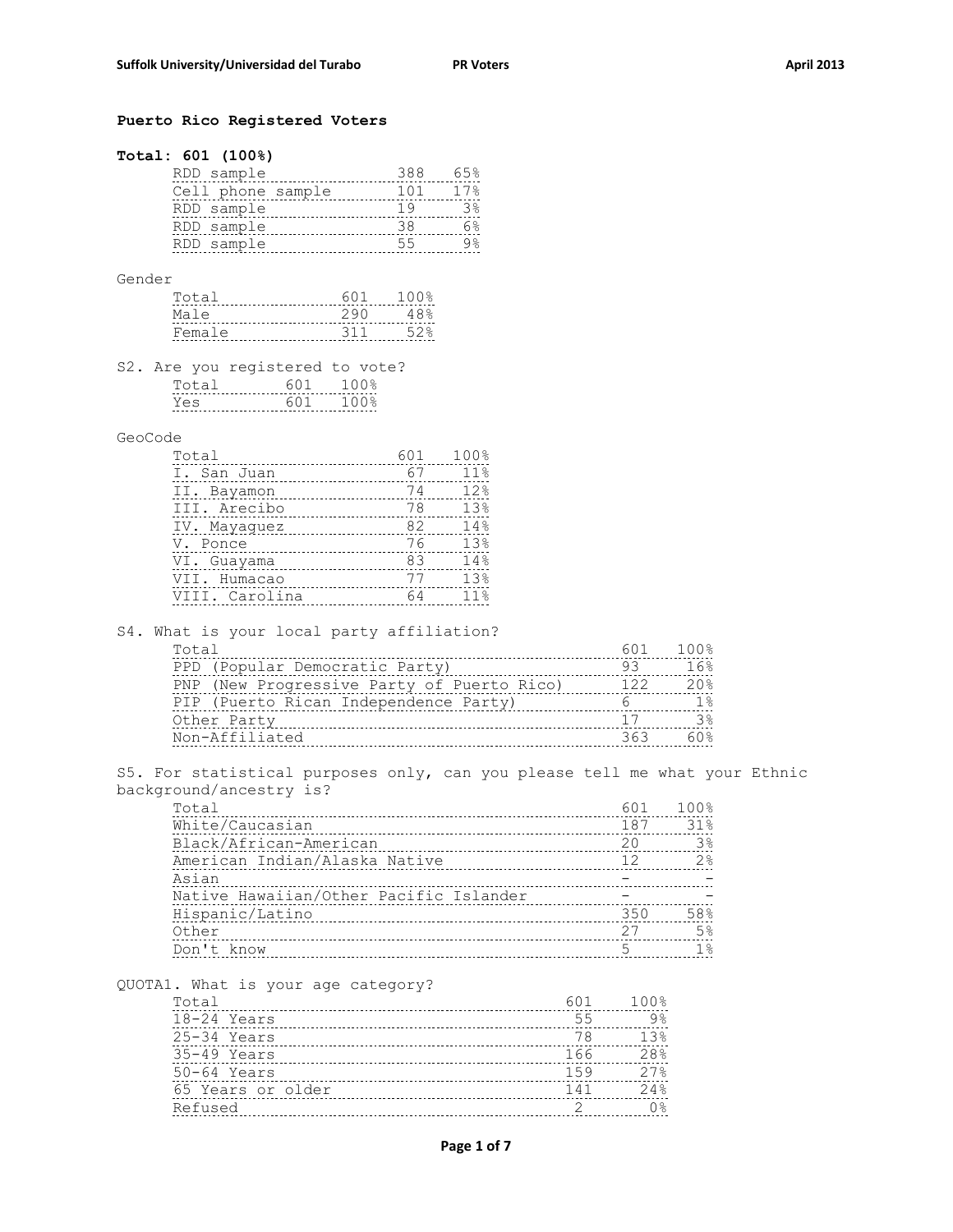## Puerto Rico Registered Voters

**Total: 601 (100%)**

| | | |
|---|---|---|
| RDD sample | 388 | 65% |
| Cell phone sample | 101 | 17% |
| RDD sample | 19 | 3% |
| RDD sample | 38 | 6% |
| RDD sample | 55 | 9% |

Gender

| | | |
|---|---|---|
| Total | 601 | 100% |
| Male | 290 | 48% |
| Female | 311 | 52% |

S2. Are you registered to vote?

| | | |
|---|---|---|
| Total | 601 | 100% |
| Yes | 601 | 100% |

GeoCode

| | | |
|---|---|---|
| Total | 601 | 100% |
| I. San Juan | 67 | 11% |
| II. Bayamon | 74 | 12% |
| III. Arecibo | 78 | 13% |
| IV. Mayaguez | 82 | 14% |
| V. Ponce | 76 | 13% |
| VI. Guayama | 83 | 14% |
| VII. Humacao | 77 | 13% |
| VIII. Carolina | 64 | 11% |

S4. What is your local party affiliation?

| | | |
|---|---|---|
| Total | 601 | 100% |
| PPD (Popular Democratic Party) | 93 | 16% |
| PNP (New Progressive Party of Puerto Rico) | 122 | 20% |
| PIP (Puerto Rican Independence Party) | 6 | 1% |
| Other Party | 17 | 3% |
| Non-Affiliated | 363 | 60% |

S5. For statistical purposes only, can you please tell me what your Ethnic background/ancestry is?

| | | |
|---|---|---|
| Total | 601 | 100% |
| White/Caucasian | 187 | 31% |
| Black/African-American | 20 | 3% |
| American Indian/Alaska Native | 12 | 2% |
| Asian | - | - |
| Native Hawaiian/Other Pacific Islander | - | - |
| Hispanic/Latino | 350 | 58% |
| Other | 27 | 5% |
| Don't know | 5 | 1% |

QUOTA1. What is your age category?

| | | |
|---|---|---|
| Total | 601 | 100% |
| 18-24 Years | 55 | 9% |
| 25-34 Years | 78 | 13% |
| 35-49 Years | 166 | 28% |
| 50-64 Years | 159 | 27% |
| 65 Years or older | 141 | 24% |
| Refused | 2 | 0% |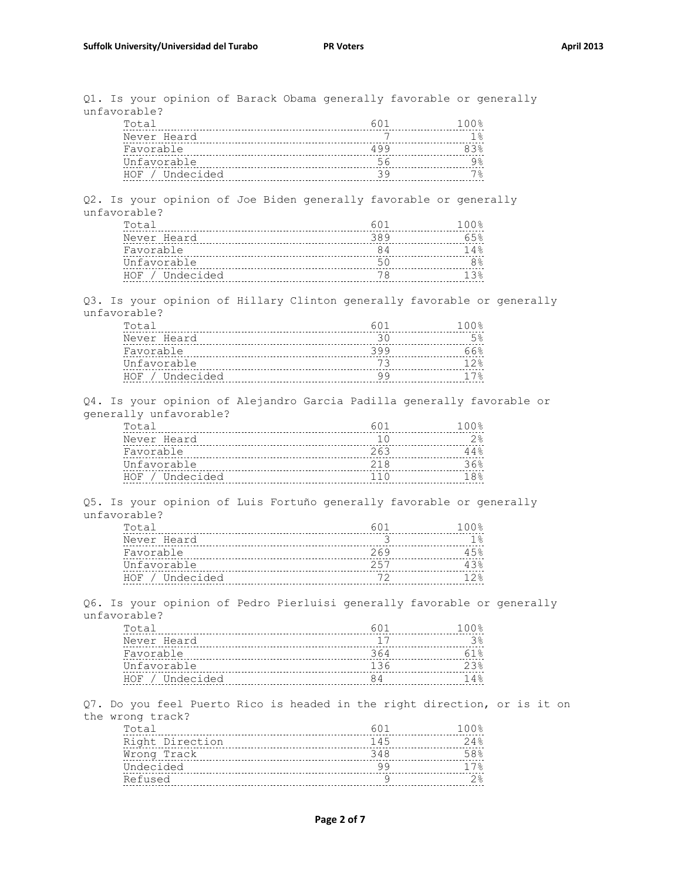Q1. Is your opinion of Barack Obama generally favorable or generally unfavorable?

| | | |
|---|---|---|
| Total | 601 | 100% |
| Never Heard | 7 | 1% |
| Favorable | 499 | 83% |
| Unfavorable | 56 | 9% |
| HOF / Undecided | 39 | 7% |

Q2. Is your opinion of Joe Biden generally favorable or generally unfavorable?

| | | |
|---|---|---|
| Total | 601 | 100% |
| Never Heard | 389 | 65% |
| Favorable | 84 | 14% |
| Unfavorable | 50 | 8% |
| HOF / Undecided | 78 | 13% |

Q3. Is your opinion of Hillary Clinton generally favorable or generally unfavorable?

| | | |
|---|---|---|
| Total | 601 | 100% |
| Never Heard | 30 | 5% |
| Favorable | 399 | 66% |
| Unfavorable | 73 | 12% |
| HOF / Undecided | 99 | 17% |

Q4. Is your opinion of Alejandro Garcia Padilla generally favorable or generally unfavorable?

| | | |
|---|---|---|
| Total | 601 | 100% |
| Never Heard | 10 | 2% |
| Favorable | 263 | 44% |
| Unfavorable | 218 | 36% |
| HOF / Undecided | 110 | 18% |

Q5. Is your opinion of Luis Fortuño generally favorable or generally unfavorable?

| | | |
|---|---|---|
| Total | 601 | 100% |
| Never Heard | 3 | 1% |
| Favorable | 269 | 45% |
| Unfavorable | 257 | 43% |
| HOF / Undecided | 72 | 12% |

Q6. Is your opinion of Pedro Pierluisi generally favorable or generally unfavorable?

| | | |
|---|---|---|
| Total | 601 | 100% |
| Never Heard | 17 | 3% |
| Favorable | 364 | 61% |
| Unfavorable | 136 | 23% |
| HOF / Undecided | 84 | 14% |

Q7. Do you feel Puerto Rico is headed in the right direction, or is it on the wrong track?

| | | |
|---|---|---|
| Total | 601 | 100% |
| Right Direction | 145 | 24% |
| Wrong Track | 348 | 58% |
| Undecided | 99 | 17% |
| Refused | 9 | 2% |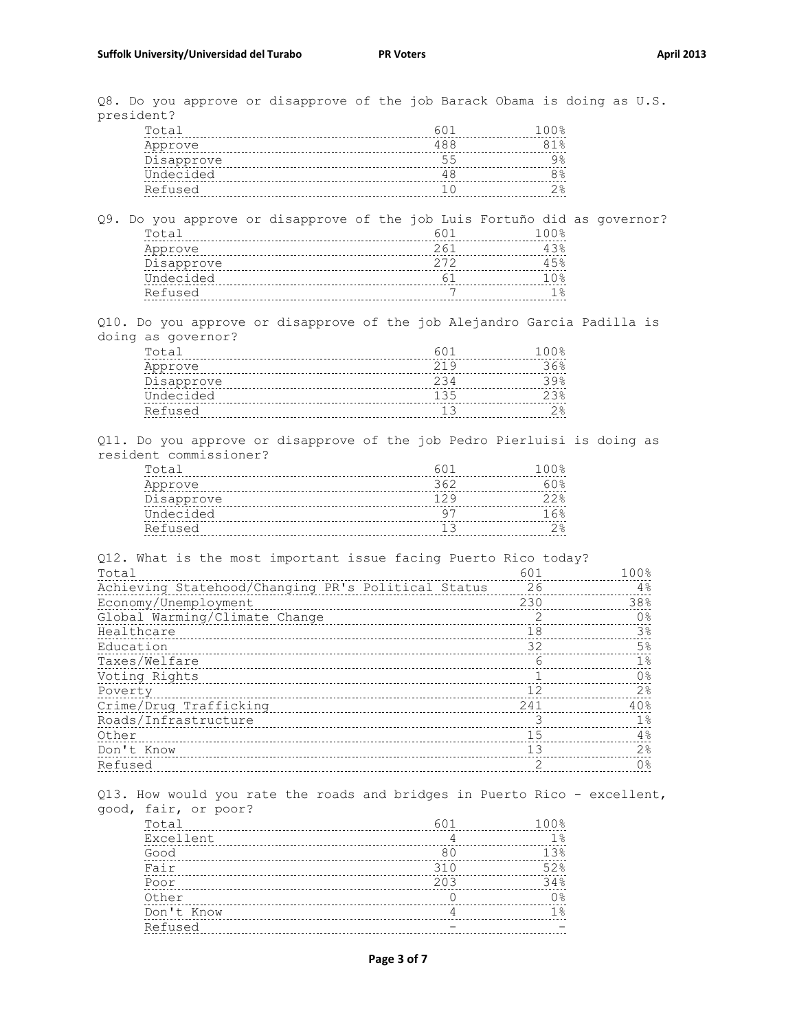Q8. Do you approve or disapprove of the job Barack Obama is doing as U.S. president?

| | | |
|---|---|---|
| Total | 601 | 100% |
| Approve | 488 | 81% |
| Disapprove | 55 | 9% |
| Undecided | 48 | 8% |
| Refused | 10 | 2% |

Q9. Do you approve or disapprove of the job Luis Fortuño did as governor?

| | | |
|---|---|---|
| Total | 601 | 100% |
| Approve | 261 | 43% |
| Disapprove | 272 | 45% |
| Undecided | 61 | 10% |
| Refused | 7 | 1% |

Q10. Do you approve or disapprove of the job Alejandro Garcia Padilla is doing as governor?

| | | |
|---|---|---|
| Total | 601 | 100% |
| Approve | 219 | 36% |
| Disapprove | 234 | 39% |
| Undecided | 135 | 23% |
| Refused | 13 | 2% |

Q11. Do you approve or disapprove of the job Pedro Pierluisi is doing as resident commissioner?

| | | |
|---|---|---|
| Total | 601 | 100% |
| Approve | 362 | 60% |
| Disapprove | 129 | 22% |
| Undecided | 97 | 16% |
| Refused | 13 | 2% |

Q12. What is the most important issue facing Puerto Rico today?

| | | |
|---|---|---|
| Total | 601 | 100% |
| Achieving Statehood/Changing PR's Political Status | 26 | 4% |
| Economy/Unemployment | 230 | 38% |
| Global Warming/Climate Change | 2 | 0% |
| Healthcare | 18 | 3% |
| Education | 32 | 5% |
| Taxes/Welfare | 6 | 1% |
| Voting Rights | 1 | 0% |
| Poverty | 12 | 2% |
| Crime/Drug Trafficking | 241 | 40% |
| Roads/Infrastructure | 3 | 1% |
| Other | 15 | 4% |
| Don't Know | 13 | 2% |
| Refused | 2 | 0% |

Q13. How would you rate the roads and bridges in Puerto Rico - excellent, good, fair, or poor?

| | | |
|---|---|---|
| Total | 601 | 100% |
| Excellent | 4 | 1% |
| Good | 80 | 13% |
| Fair | 310 | 52% |
| Poor | 203 | 34% |
| Other | 0 | 0% |
| Don't Know | 4 | 1% |
| Refused | - | - |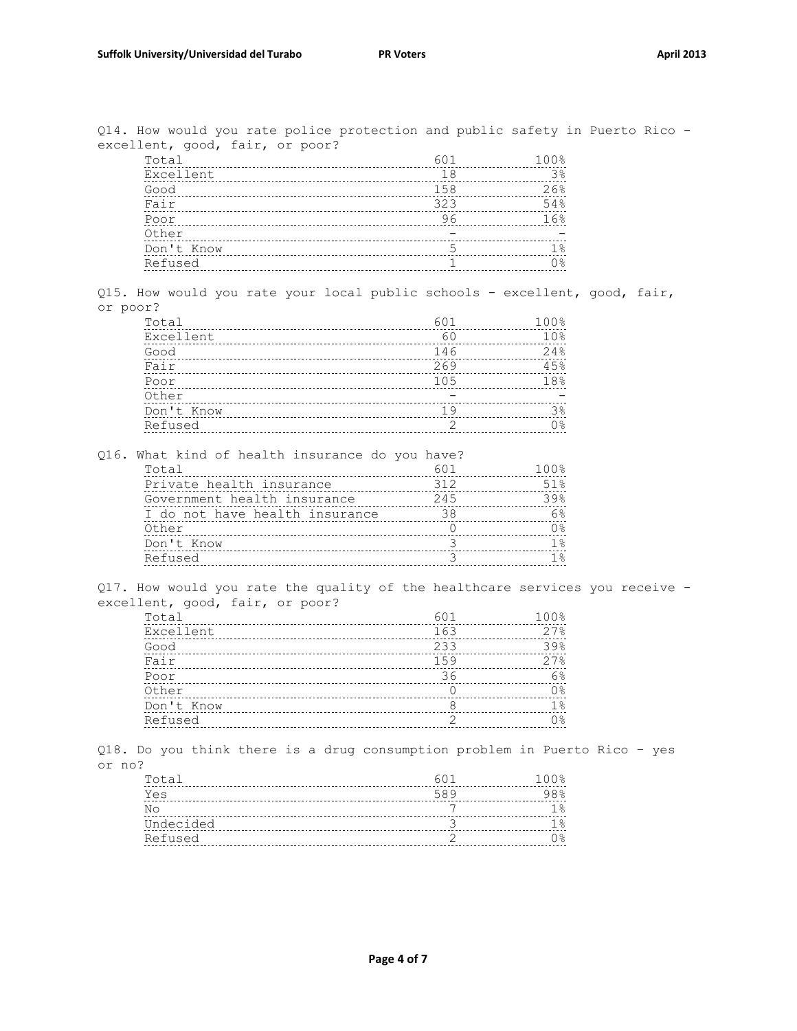Q14. How would you rate police protection and public safety in Puerto Rico - excellent, good, fair, or poor?

| | | |
|---|---|---|
| Total | 601 | 100% |
| Excellent | 18 | 3% |
| Good | 158 | 26% |
| Fair | 323 | 54% |
| Poor | 96 | 16% |
| Other | - | - |
| Don't Know | 5 | 1% |
| Refused | 1 | 0% |

Q15. How would you rate your local public schools - excellent, good, fair, or poor?

| | | |
|---|---|---|
| Total | 601 | 100% |
| Excellent | 60 | 10% |
| Good | 146 | 24% |
| Fair | 269 | 45% |
| Poor | 105 | 18% |
| Other | - | - |
| Don't Know | 19 | 3% |
| Refused | 2 | 0% |

Q16. What kind of health insurance do you have?

| | | |
|---|---|---|
| Total | 601 | 100% |
| Private health insurance | 312 | 51% |
| Government health insurance | 245 | 39% |
| I do not have health insurance | 38 | 6% |
| Other | 0 | 0% |
| Don't Know | 3 | 1% |
| Refused | 3 | 1% |

Q17. How would you rate the quality of the healthcare services you receive - excellent, good, fair, or poor?

| | | |
|---|---|---|
| Total | 601 | 100% |
| Excellent | 163 | 27% |
| Good | 233 | 39% |
| Fair | 159 | 27% |
| Poor | 36 | 6% |
| Other | 0 | 0% |
| Don't Know | 8 | 1% |
| Refused | 2 | 0% |

Q18. Do you think there is a drug consumption problem in Puerto Rico – yes or no?

| | | |
|---|---|---|
| Total | 601 | 100% |
| Yes | 589 | 98% |
| No | 7 | 1% |
| Undecided | 3 | 1% |
| Refused | 2 | 0% |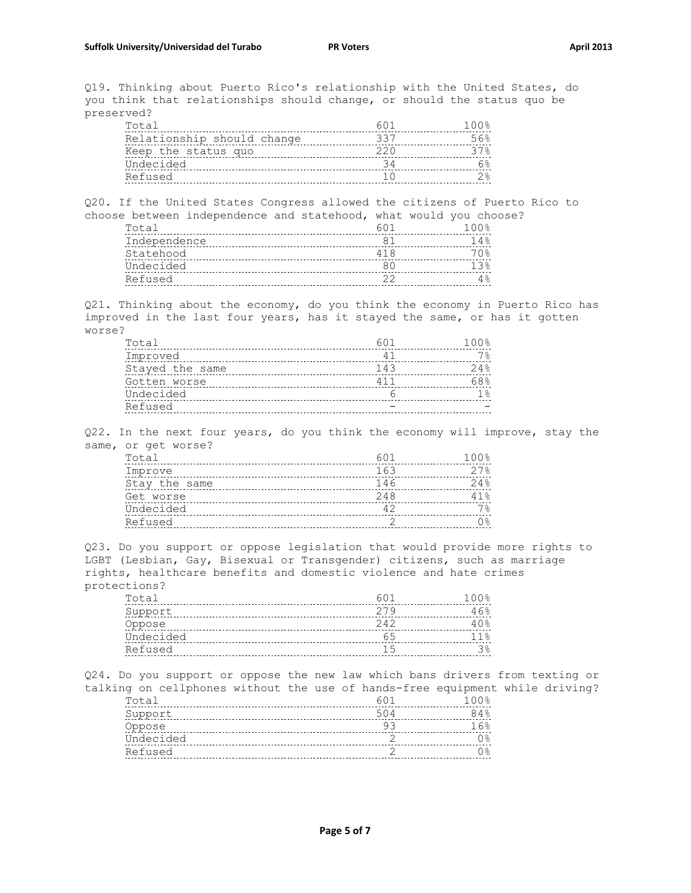Q19. Thinking about Puerto Rico's relationship with the United States, do you think that relationships should change, or should the status quo be preserved?

| Total | 601 | 100% |
|---|---|---|
| Relationship should change | 337 | 56% |
| Keep the status quo | 220 | 37% |
| Undecided | 34 | 6% |
| Refused | 10 | 2% |

Q20. If the United States Congress allowed the citizens of Puerto Rico to choose between independence and statehood, what would you choose?

| Total | 601 | 100% |
|---|---|---|
| Independence | 81 | 14% |
| Statehood | 418 | 70% |
| Undecided | 80 | 13% |
| Refused | 22 | 4% |

Q21. Thinking about the economy, do you think the economy in Puerto Rico has improved in the last four years, has it stayed the same, or has it gotten worse?

| Total | 601 | 100% |
|---|---|---|
| Improved | 41 | 7% |
| Stayed the same | 143 | 24% |
| Gotten worse | 411 | 68% |
| Undecided | 6 | 1% |
| Refused | - | - |

Q22. In the next four years, do you think the economy will improve, stay the same, or get worse?

| Total | 601 | 100% |
|---|---|---|
| Improve | 163 | 27% |
| Stay the same | 146 | 24% |
| Get worse | 248 | 41% |
| Undecided | 42 | 7% |
| Refused | 2 | 0% |

Q23. Do you support or oppose legislation that would provide more rights to LGBT (Lesbian, Gay, Bisexual or Transgender) citizens, such as marriage rights, healthcare benefits and domestic violence and hate crimes protections?

| Total | 601 | 100% |
|---|---|---|
| Support | 279 | 46% |
| Oppose | 242 | 40% |
| Undecided | 65 | 11% |
| Refused | 15 | 3% |

Q24. Do you support or oppose the new law which bans drivers from texting or talking on cellphones without the use of hands-free equipment while driving?

| Total | 601 | 100% |
|---|---|---|
| Support | 504 | 84% |
| Oppose | 93 | 16% |
| Undecided | 2 | 0% |
| Refused | 2 | 0% |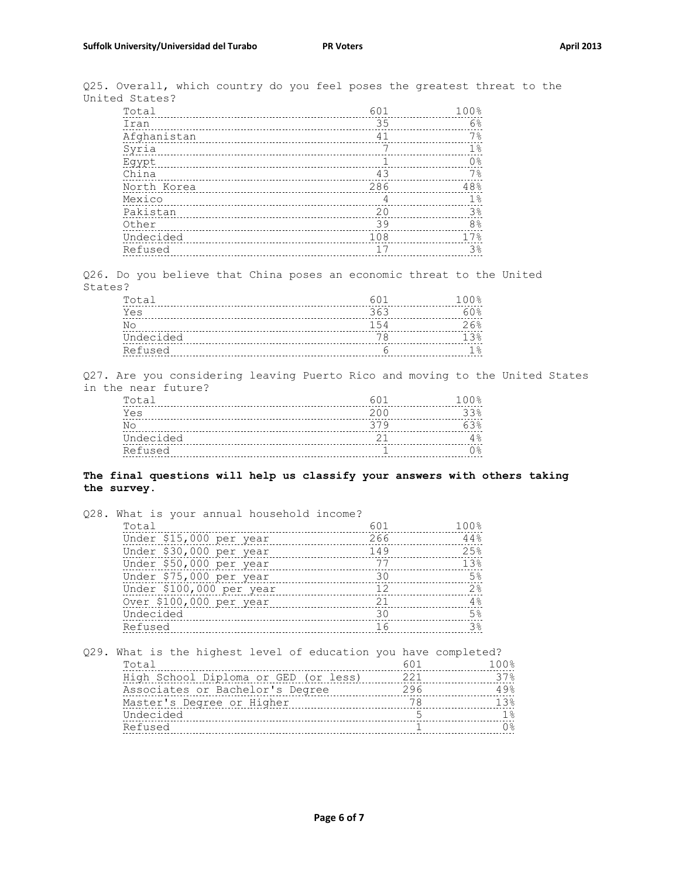Q25. Overall, which country do you feel poses the greatest threat to the United States?

| | | |
|---|---|---|
| Total | 601 | 100% |
| Iran | 35 | 6% |
| Afghanistan | 41 | 7% |
| Syria | 7 | 1% |
| Egypt | 1 | 0% |
| China | 43 | 7% |
| North Korea | 286 | 48% |
| Mexico | 4 | 1% |
| Pakistan | 20 | 3% |
| Other | 39 | 8% |
| Undecided | 108 | 17% |
| Refused | 17 | 3% |

Q26. Do you believe that China poses an economic threat to the United States?

| | | |
|---|---|---|
| Total | 601 | 100% |
| Yes | 363 | 60% |
| No | 154 | 26% |
| Undecided | 78 | 13% |
| Refused | 6 | 1% |

Q27. Are you considering leaving Puerto Rico and moving to the United States in the near future?

| | | |
|---|---|---|
| Total | 601 | 100% |
| Yes | 200 | 33% |
| No | 379 | 63% |
| Undecided | 21 | 4% |
| Refused | 1 | 0% |

**The final questions will help us classify your answers with others taking the survey.**

Q28. What is your annual household income?

| | | |
|---|---|---|
| Total | 601 | 100% |
| Under $15,000 per year | 266 | 44% |
| Under $30,000 per year | 149 | 25% |
| Under $50,000 per year | 77 | 13% |
| Under $75,000 per year | 30 | 5% |
| Under $100,000 per year | 12 | 2% |
| Over $100,000 per year | 21 | 4% |
| Undecided | 30 | 5% |
| Refused | 16 | 3% |

Q29. What is the highest level of education you have completed?

| | | |
|---|---|---|
| Total | 601 | 100% |
| High School Diploma or GED (or less) | 221 | 37% |
| Associates or Bachelor's Degree | 296 | 49% |
| Master's Degree or Higher | 78 | 13% |
| Undecided | 5 | 1% |
| Refused | 1 | 0% |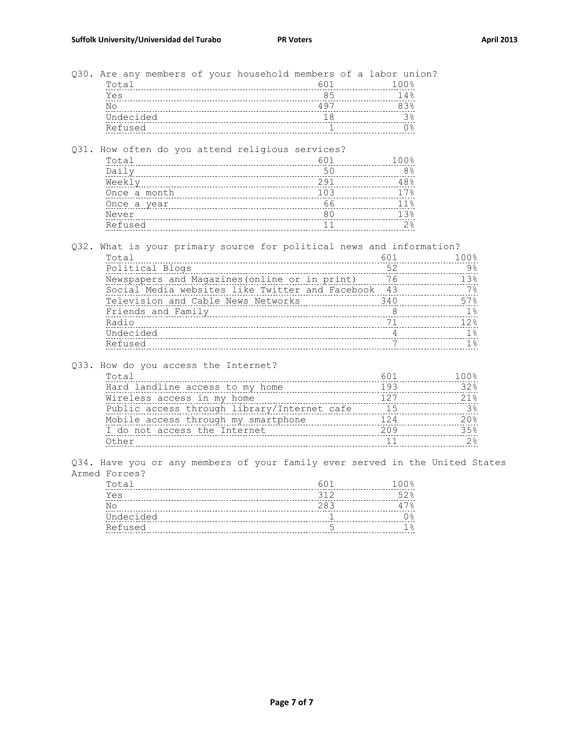Q30. Are any members of your household members of a labor union?

| | | |
|---|---|---|
| Total | 601 | 100% |
| Yes | 85 | 14% |
| No | 497 | 83% |
| Undecided | 18 | 3% |
| Refused | 1 | 0% |

Q31. How often do you attend religious services?

| | | |
|---|---|---|
| Total | 601 | 100% |
| Daily | 50 | 8% |
| Weekly | 291 | 48% |
| Once a month | 103 | 17% |
| Once a year | 66 | 11% |
| Never | 80 | 13% |
| Refused | 11 | 2% |

Q32. What is your primary source for political news and information?

| | | |
|---|---|---|
| Total | 601 | 100% |
| Political Blogs | 52 | 9% |
| Newspapers and Magazines(online or in print) | 76 | 13% |
| Social Media websites like Twitter and Facebook | 43 | 7% |
| Television and Cable News Networks | 340 | 57% |
| Friends and Family | 8 | 1% |
| Radio | 71 | 12% |
| Undecided | 4 | 1% |
| Refused | 7 | 1% |

Q33. How do you access the Internet?

| | | |
|---|---|---|
| Total | 601 | 100% |
| Hard landline access to my home | 193 | 32% |
| Wireless access in my home | 127 | 21% |
| Public access through library/Internet cafe | 15 | 3% |
| Mobile access through my smartphone | 124 | 20% |
| I do not access the Internet | 209 | 35% |
| Other | 11 | 2% |

Q34. Have you or any members of your family ever served in the United States Armed Forces?

| | | |
|---|---|---|
| Total | 601 | 100% |
| Yes | 312 | 52% |
| No | 283 | 47% |
| Undecided | 1 | 0% |
| Refused | 5 | 1% |